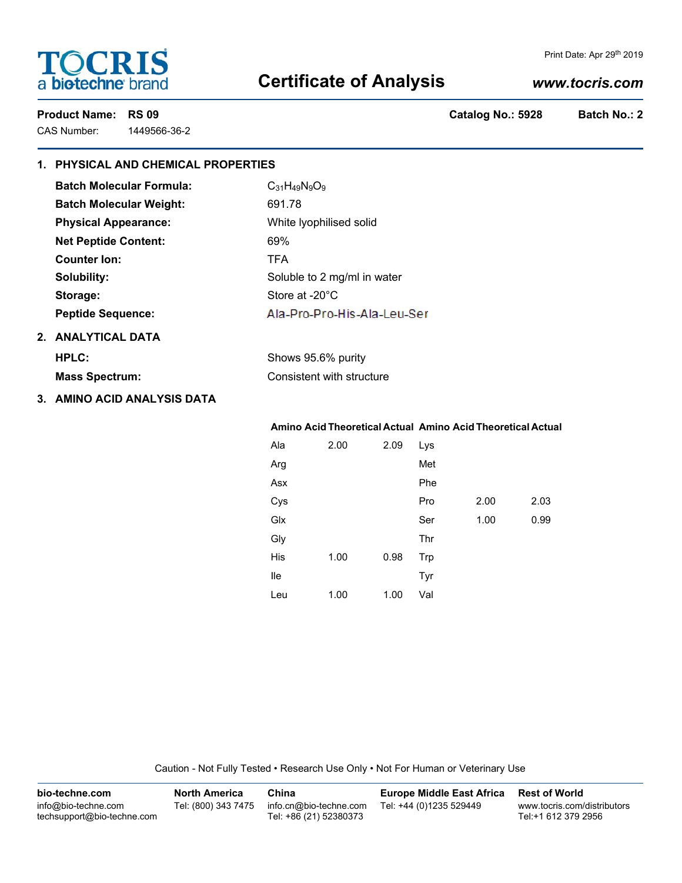**TOCRIS**
a biotechne brand

Print Date: Apr 29th 2019

# Certificate of Analysis

*www.tocris.com*

**Product Name:** **RS 09** **Catalog No.: 5928** **Batch No.: 2**

CAS Number: 1449566-36-2

## 1. PHYSICAL AND CHEMICAL PROPERTIES

**Batch Molecular Formula:** $C_{31}H_{49}N_9O_9$

**Batch Molecular Weight:** 691.78

**Physical Appearance:** White lyophilised solid

**Net Peptide Content:** 69%

**Counter Ion:** TFA

**Solubility:** Soluble to 2 mg/ml in water

**Storage:** Store at -20°C

**Peptide Sequence:** Ala-Pro-Pro-His-Ala-Leu-Ser

## 2. ANALYTICAL DATA

**HPLC:** Shows 95.6% purity

**Mass Spectrum:** Consistent with structure

## 3. AMINO ACID ANALYSIS DATA

| Amino Acid | Theoretical | Actual | Amino Acid | Theoretical | Actual |
|---|---|---|---|---|---|
| Ala | 2.00 | 2.09 | Lys | | |
| Arg | | | Met | | |
| Asx | | | Phe | | |
| Cys | | | Pro | 2.00 | 2.03 |
| Glx | | | Ser | 1.00 | 0.99 |
| Gly | | | Thr | | |
| His | 1.00 | 0.98 | Trp | | |
| Ile | | | Tyr | | |
| Leu | 1.00 | 1.00 | Val | | |

Caution - Not Fully Tested • Research Use Only • Not For Human or Veterinary Use

**bio-techne.com**
info@bio-techne.com
techsupport@bio-techne.com

**North America**
Tel: (800) 343 7475

**China**
info.cn@bio-techne.com
Tel: +86 (21) 52380373

**Europe Middle East Africa**
Tel: +44 (0)1235 529449

**Rest of World**
www.tocris.com/distributors
Tel:+1 612 379 2956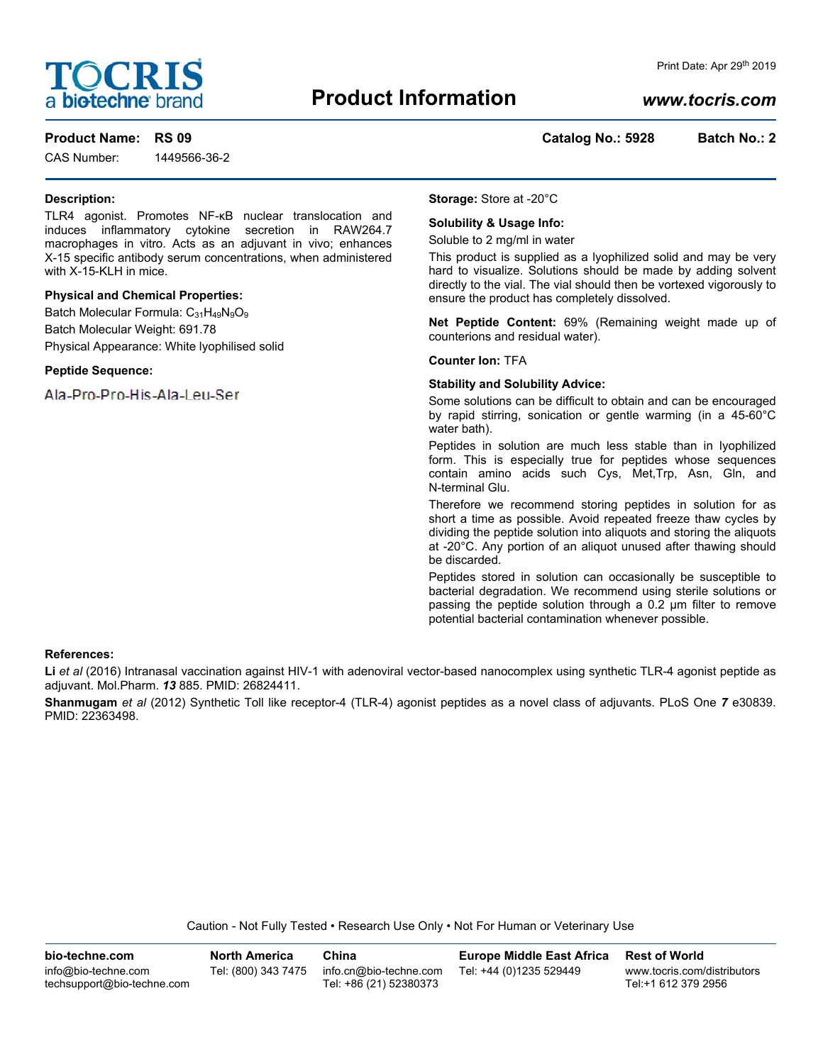# Product Information

Print Date: Apr 29th 2019

www.tocris.com

**Product Name: RS 09** **Catalog No.: 5928** **Batch No.: 2**

CAS Number: 1449566-36-2

### Description:

TLR4 agonist. Promotes NF-κB nuclear translocation and induces inflammatory cytokine secretion in RAW264.7 macrophages in vitro. Acts as an adjuvant in vivo; enhances X-15 specific antibody serum concentrations, when administered with X-15-KLH in mice.

### Physical and Chemical Properties:

Batch Molecular Formula: $C_{31}H_{49}N_9O_9$

Batch Molecular Weight: 691.78

Physical Appearance: White lyophilised solid

### Peptide Sequence:

Ala-Pro-Pro-His-Ala-Leu-Ser

**Storage:** Store at -20°C

### Solubility & Usage Info:

Soluble to 2 mg/ml in water

This product is supplied as a lyophilized solid and may be very hard to visualize. Solutions should be made by adding solvent directly to the vial. The vial should then be vortexed vigorously to ensure the product has completely dissolved.

**Net Peptide Content:** 69% (Remaining weight made up of counterions and residual water).

**Counter Ion:** TFA

### Stability and Solubility Advice:

Some solutions can be difficult to obtain and can be encouraged by rapid stirring, sonication or gentle warming (in a 45-60°C water bath).

Peptides in solution are much less stable than in lyophilized form. This is especially true for peptides whose sequences contain amino acids such Cys, Met,Trp, Asn, Gln, and N-terminal Glu.

Therefore we recommend storing peptides in solution for as short a time as possible. Avoid repeated freeze thaw cycles by dividing the peptide solution into aliquots and storing the aliquots at -20°C. Any portion of an aliquot unused after thawing should be discarded.

Peptides stored in solution can occasionally be susceptible to bacterial degradation. We recommend using sterile solutions or passing the peptide solution through a 0.2 μm filter to remove potential bacterial contamination whenever possible.

### References:

**Li** *et al* (2016) Intranasal vaccination against HIV-1 with adenoviral vector-based nanocomplex using synthetic TLR-4 agonist peptide as adjuvant. Mol.Pharm. ***13*** 885. PMID: 26824411.

**Shanmugam** *et al* (2012) Synthetic Toll like receptor-4 (TLR-4) agonist peptides as a novel class of adjuvants. PLoS One ***7*** e30839. PMID: 22363498.

Caution - Not Fully Tested • Research Use Only • Not For Human or Veterinary Use

| bio-techne.com | North America | China | Europe Middle East Africa | Rest of World |
|---|---|---|---|---|
| info@bio-techne.com<br>techsupport@bio-techne.com | Tel: (800) 343 7475 | info.cn@bio-techne.com<br>Tel: +86 (21) 52380373 | Tel: +44 (0)1235 529449 | www.tocris.com/distributors<br>Tel:+1 612 379 2956 |